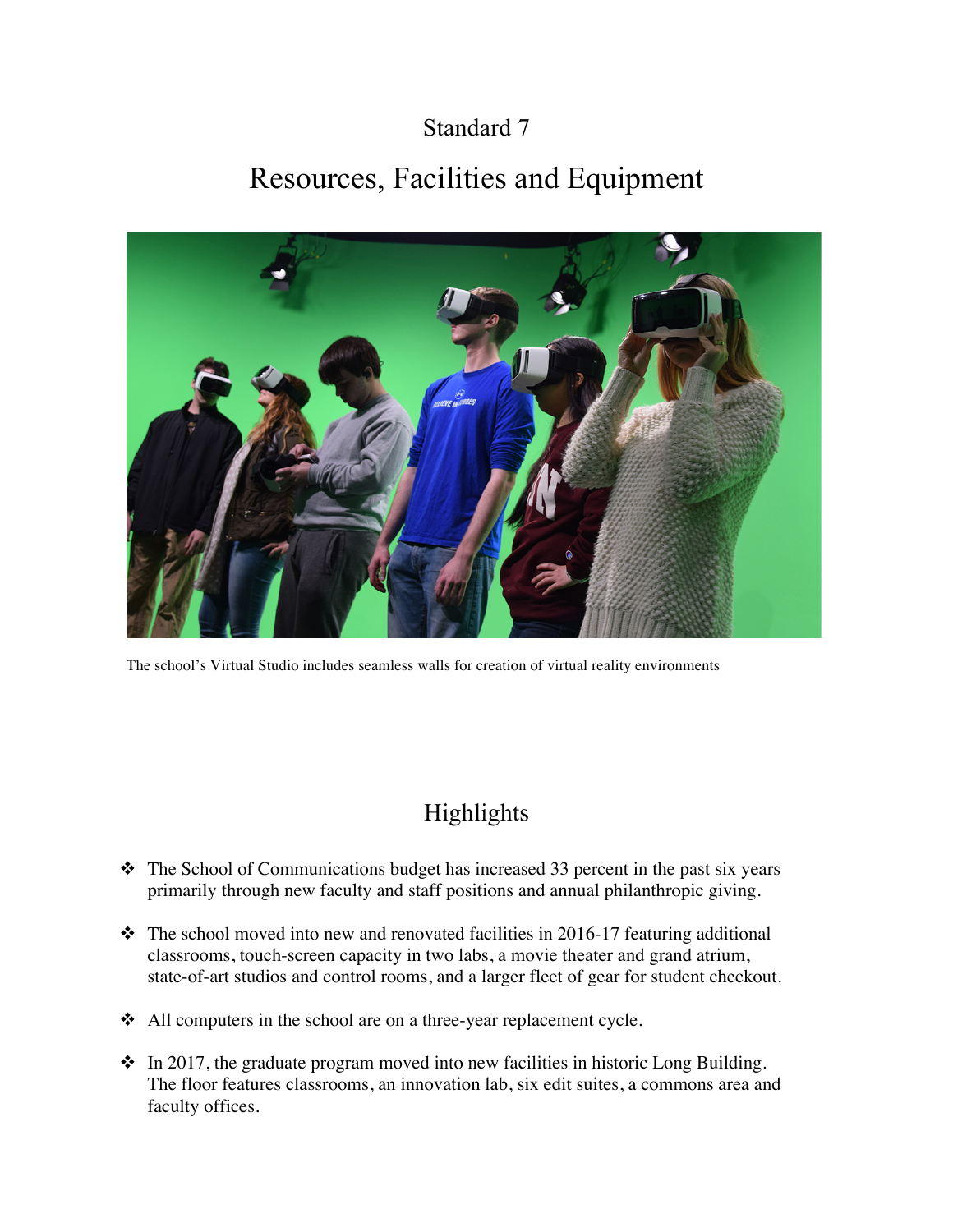# Standard 7

## Resources, Facilities and Equipment

The school's Virtual Studio includes seamless walls for creation of virtual reality environments

## Highlights

- The School of Communications budget has increased 33 percent in the past six years primarily through new faculty and staff positions and annual philanthropic giving.
- The school moved into new and renovated facilities in 2016-17 featuring additional classrooms, touch-screen capacity in two labs, a movie theater and grand atrium, state-of-art studios and control rooms, and a larger fleet of gear for student checkout.
- All computers in the school are on a three-year replacement cycle.
- In 2017, the graduate program moved into new facilities in historic Long Building. The floor features classrooms, an innovation lab, six edit suites, a commons area and faculty offices.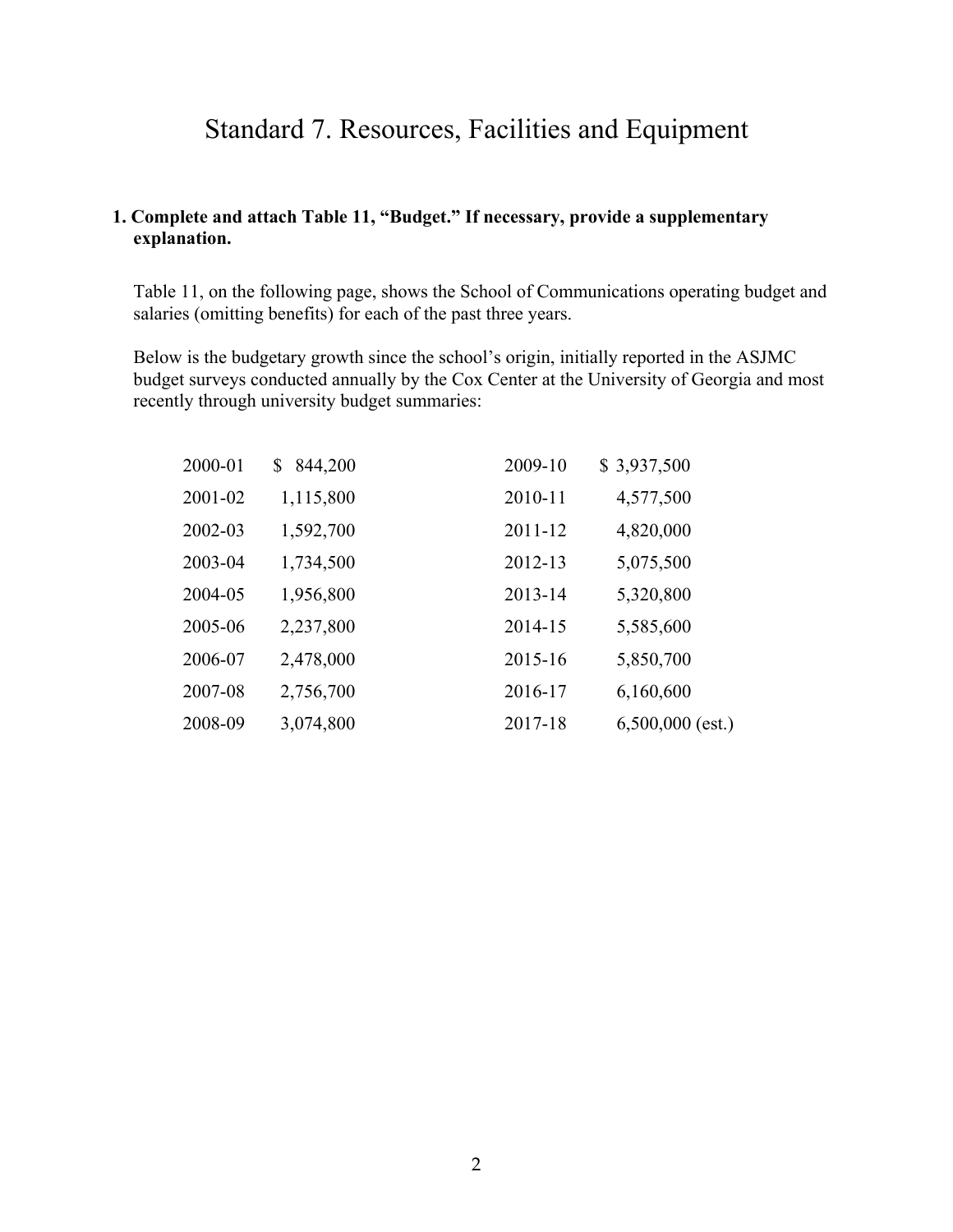# Standard 7. Resources, Facilities and Equipment

**1. Complete and attach Table 11, "Budget." If necessary, provide a supplementary explanation.**

Table 11, on the following page, shows the School of Communications operating budget and salaries (omitting benefits) for each of the past three years.

Below is the budgetary growth since the school's origin, initially reported in the ASJMC budget surveys conducted annually by the Cox Center at the University of Georgia and most recently through university budget summaries:

| Year | Budget | Year | Budget |
|---|---|---|---|
| 2000-01 | $ 844,200 | 2009-10 | $ 3,937,500 |
| 2001-02 | 1,115,800 | 2010-11 | 4,577,500 |
| 2002-03 | 1,592,700 | 2011-12 | 4,820,000 |
| 2003-04 | 1,734,500 | 2012-13 | 5,075,500 |
| 2004-05 | 1,956,800 | 2013-14 | 5,320,800 |
| 2005-06 | 2,237,800 | 2014-15 | 5,585,600 |
| 2006-07 | 2,478,000 | 2015-16 | 5,850,700 |
| 2007-08 | 2,756,700 | 2016-17 | 6,160,600 |
| 2008-09 | 3,074,800 | 2017-18 | 6,500,000 (est.) |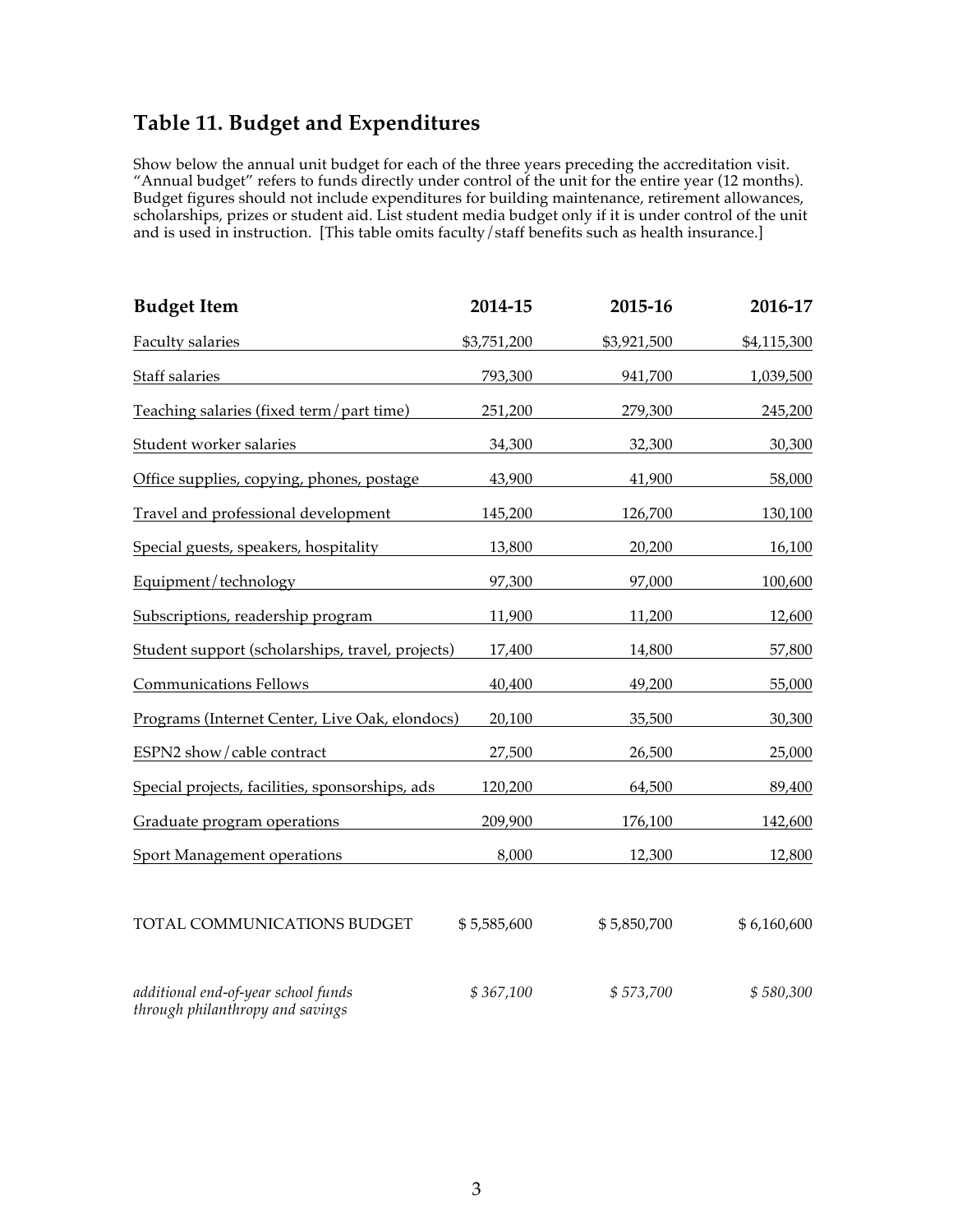## Table 11. Budget and Expenditures

Show below the annual unit budget for each of the three years preceding the accreditation visit. "Annual budget" refers to funds directly under control of the unit for the entire year (12 months). Budget figures should not include expenditures for building maintenance, retirement allowances, scholarships, prizes or student aid. List student media budget only if it is under control of the unit and is used in instruction. [This table omits faculty/staff benefits such as health insurance.]

| Budget Item | 2014-15 | 2015-16 | 2016-17 |
|---|---|---|---|
| Faculty salaries | $3,751,200 | $3,921,500 | $4,115,300 |
| Staff salaries | 793,300 | 941,700 | 1,039,500 |
| Teaching salaries (fixed term/part time) | 251,200 | 279,300 | 245,200 |
| Student worker salaries | 34,300 | 32,300 | 30,300 |
| Office supplies, copying, phones, postage | 43,900 | 41,900 | 58,000 |
| Travel and professional development | 145,200 | 126,700 | 130,100 |
| Special guests, speakers, hospitality | 13,800 | 20,200 | 16,100 |
| Equipment/technology | 97,300 | 97,000 | 100,600 |
| Subscriptions, readership program | 11,900 | 11,200 | 12,600 |
| Student support (scholarships, travel, projects) | 17,400 | 14,800 | 57,800 |
| Communications Fellows | 40,400 | 49,200 | 55,000 |
| Programs (Internet Center, Live Oak, elondocs) | 20,100 | 35,500 | 30,300 |
| ESPN2 show/cable contract | 27,500 | 26,500 | 25,000 |
| Special projects, facilities, sponsorships, ads | 120,200 | 64,500 | 89,400 |
| Graduate program operations | 209,900 | 176,100 | 142,600 |
| Sport Management operations | 8,000 | 12,300 | 12,800 |
| TOTAL COMMUNICATIONS BUDGET | $ 5,585,600 | $ 5,850,700 | $ 6,160,600 |
| *additional end-of-year school funds through philanthropy and savings* | *$ 367,100* | *$ 573,700* | *$ 580,300* |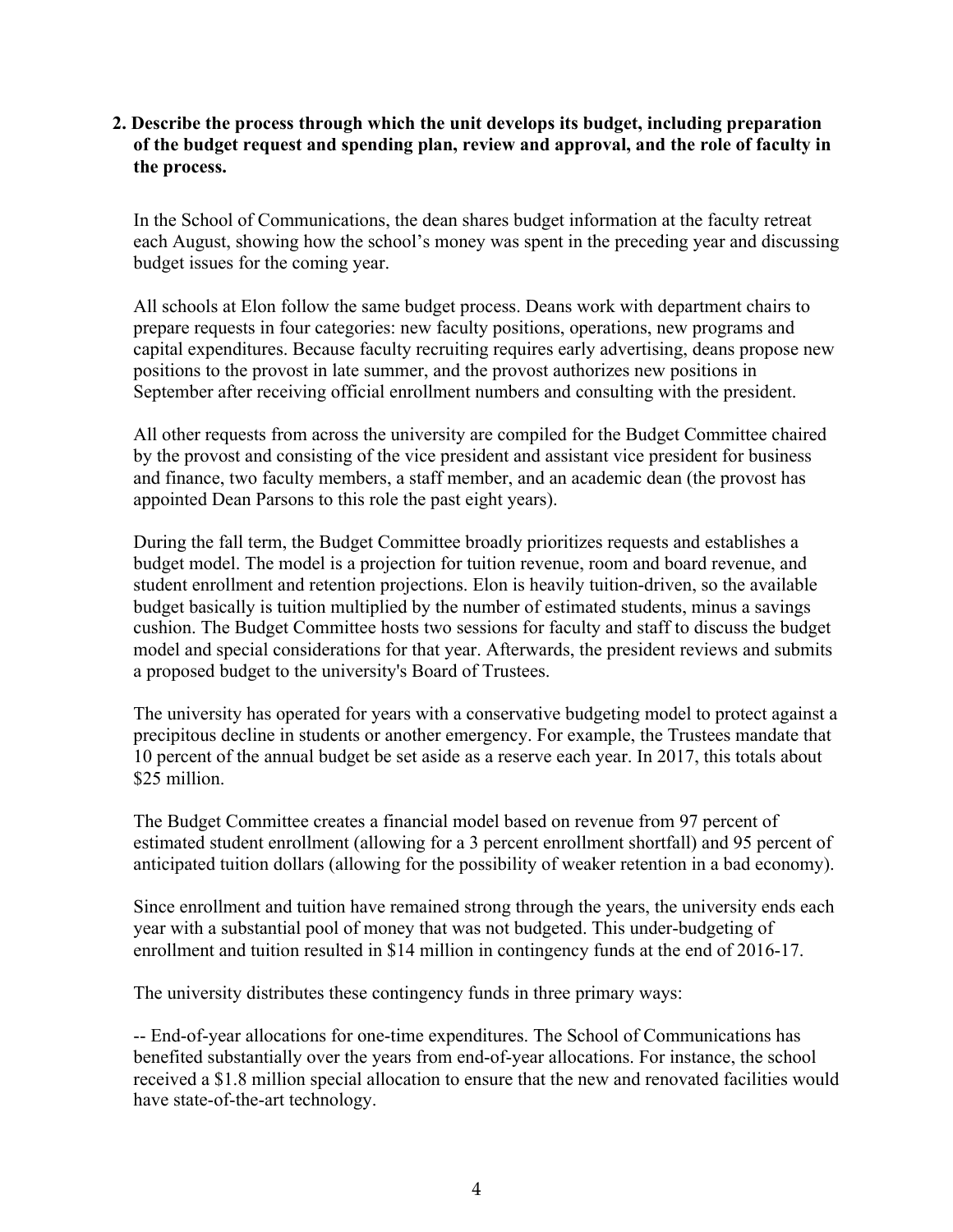**2. Describe the process through which the unit develops its budget, including preparation of the budget request and spending plan, review and approval, and the role of faculty in the process.**

In the School of Communications, the dean shares budget information at the faculty retreat each August, showing how the school's money was spent in the preceding year and discussing budget issues for the coming year.

All schools at Elon follow the same budget process. Deans work with department chairs to prepare requests in four categories: new faculty positions, operations, new programs and capital expenditures. Because faculty recruiting requires early advertising, deans propose new positions to the provost in late summer, and the provost authorizes new positions in September after receiving official enrollment numbers and consulting with the president.

All other requests from across the university are compiled for the Budget Committee chaired by the provost and consisting of the vice president and assistant vice president for business and finance, two faculty members, a staff member, and an academic dean (the provost has appointed Dean Parsons to this role the past eight years).

During the fall term, the Budget Committee broadly prioritizes requests and establishes a budget model. The model is a projection for tuition revenue, room and board revenue, and student enrollment and retention projections. Elon is heavily tuition-driven, so the available budget basically is tuition multiplied by the number of estimated students, minus a savings cushion. The Budget Committee hosts two sessions for faculty and staff to discuss the budget model and special considerations for that year. Afterwards, the president reviews and submits a proposed budget to the university's Board of Trustees.

The university has operated for years with a conservative budgeting model to protect against a precipitous decline in students or another emergency. For example, the Trustees mandate that 10 percent of the annual budget be set aside as a reserve each year. In 2017, this totals about $25 million.

The Budget Committee creates a financial model based on revenue from 97 percent of estimated student enrollment (allowing for a 3 percent enrollment shortfall) and 95 percent of anticipated tuition dollars (allowing for the possibility of weaker retention in a bad economy).

Since enrollment and tuition have remained strong through the years, the university ends each year with a substantial pool of money that was not budgeted. This under-budgeting of enrollment and tuition resulted in $14 million in contingency funds at the end of 2016-17.

The university distributes these contingency funds in three primary ways:

-- End-of-year allocations for one-time expenditures. The School of Communications has benefited substantially over the years from end-of-year allocations. For instance, the school received a $1.8 million special allocation to ensure that the new and renovated facilities would have state-of-the-art technology.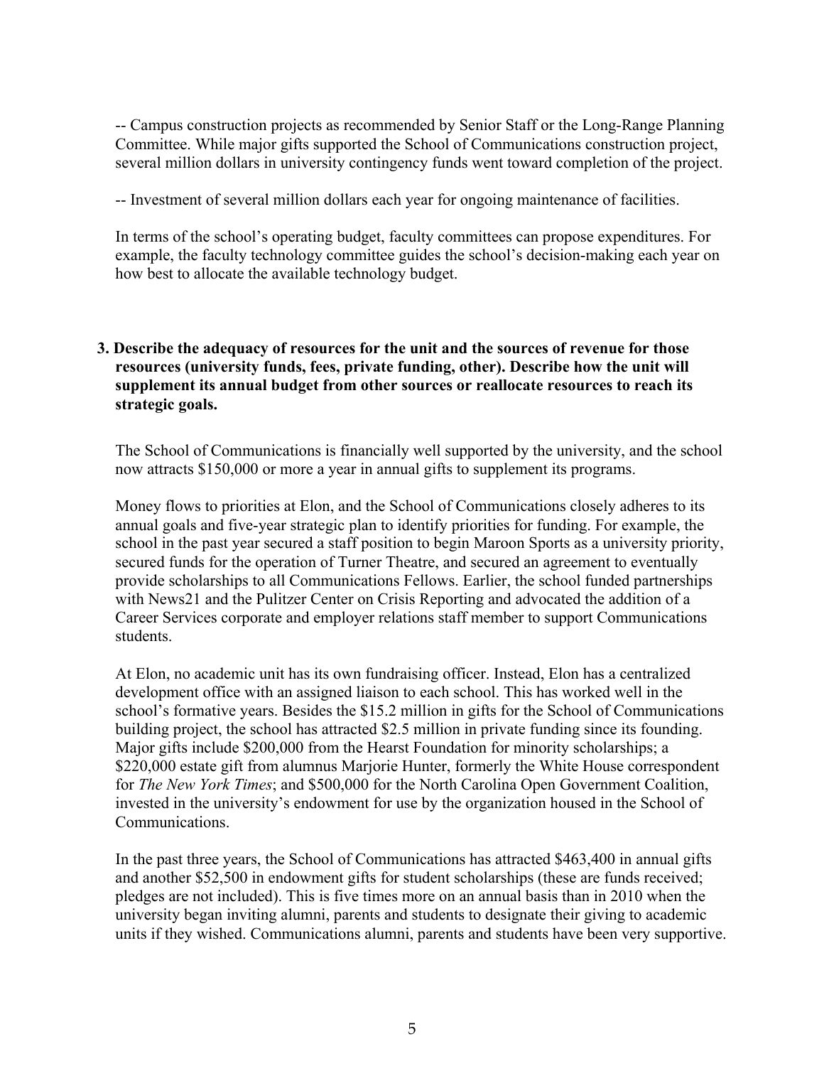-- Campus construction projects as recommended by Senior Staff or the Long-Range Planning Committee. While major gifts supported the School of Communications construction project, several million dollars in university contingency funds went toward completion of the project.

-- Investment of several million dollars each year for ongoing maintenance of facilities.

In terms of the school's operating budget, faculty committees can propose expenditures. For example, the faculty technology committee guides the school's decision-making each year on how best to allocate the available technology budget.

**3. Describe the adequacy of resources for the unit and the sources of revenue for those resources (university funds, fees, private funding, other). Describe how the unit will supplement its annual budget from other sources or reallocate resources to reach its strategic goals.**

The School of Communications is financially well supported by the university, and the school now attracts $150,000 or more a year in annual gifts to supplement its programs.

Money flows to priorities at Elon, and the School of Communications closely adheres to its annual goals and five-year strategic plan to identify priorities for funding. For example, the school in the past year secured a staff position to begin Maroon Sports as a university priority, secured funds for the operation of Turner Theatre, and secured an agreement to eventually provide scholarships to all Communications Fellows. Earlier, the school funded partnerships with News21 and the Pulitzer Center on Crisis Reporting and advocated the addition of a Career Services corporate and employer relations staff member to support Communications students.

At Elon, no academic unit has its own fundraising officer. Instead, Elon has a centralized development office with an assigned liaison to each school. This has worked well in the school's formative years. Besides the $15.2 million in gifts for the School of Communications building project, the school has attracted $2.5 million in private funding since its founding. Major gifts include $200,000 from the Hearst Foundation for minority scholarships; a $220,000 estate gift from alumnus Marjorie Hunter, formerly the White House correspondent for *The New York Times*; and $500,000 for the North Carolina Open Government Coalition, invested in the university's endowment for use by the organization housed in the School of Communications.

In the past three years, the School of Communications has attracted $463,400 in annual gifts and another $52,500 in endowment gifts for student scholarships (these are funds received; pledges are not included). This is five times more on an annual basis than in 2010 when the university began inviting alumni, parents and students to designate their giving to academic units if they wished. Communications alumni, parents and students have been very supportive.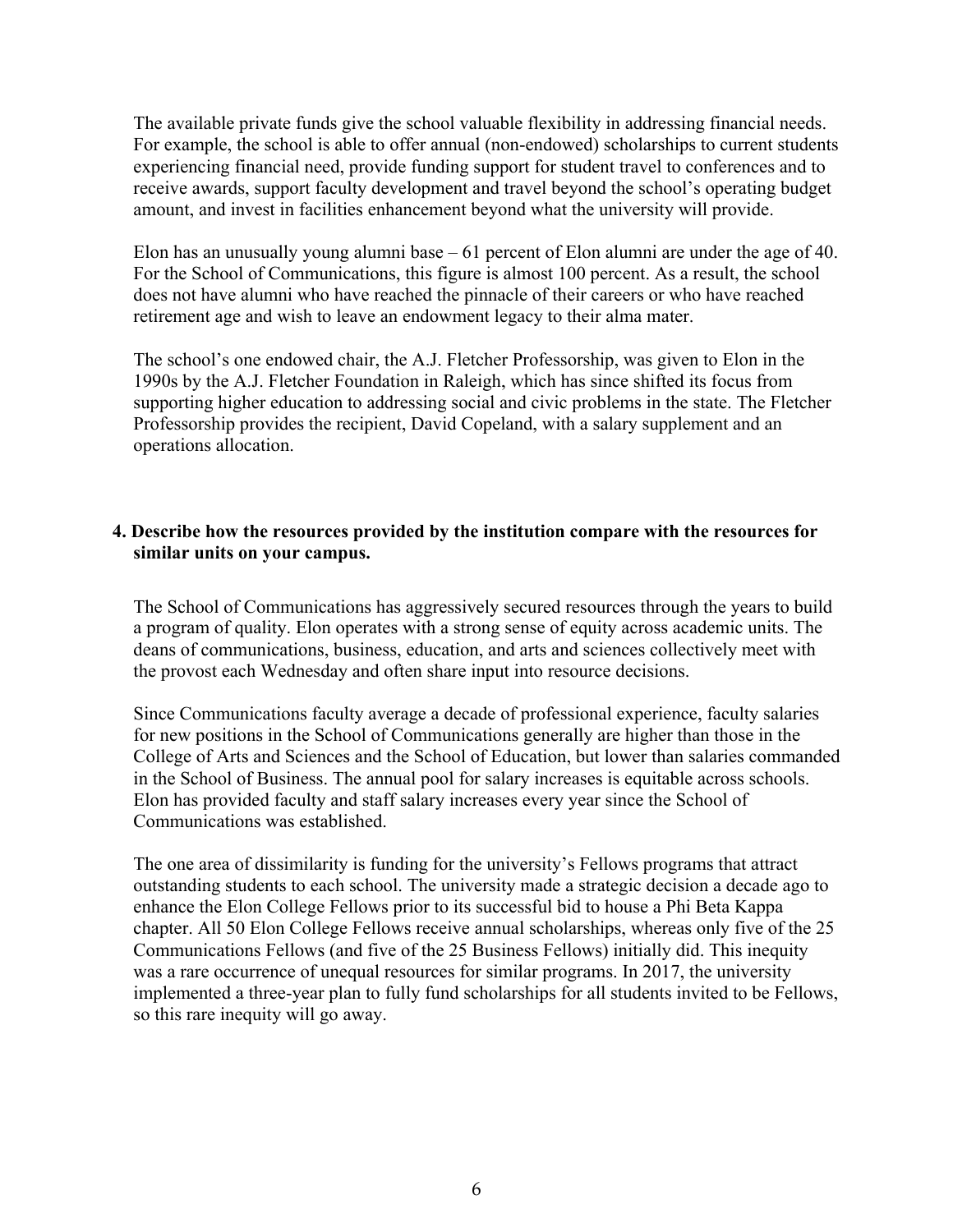The available private funds give the school valuable flexibility in addressing financial needs. For example, the school is able to offer annual (non-endowed) scholarships to current students experiencing financial need, provide funding support for student travel to conferences and to receive awards, support faculty development and travel beyond the school's operating budget amount, and invest in facilities enhancement beyond what the university will provide.

Elon has an unusually young alumni base – 61 percent of Elon alumni are under the age of 40. For the School of Communications, this figure is almost 100 percent. As a result, the school does not have alumni who have reached the pinnacle of their careers or who have reached retirement age and wish to leave an endowment legacy to their alma mater.

The school's one endowed chair, the A.J. Fletcher Professorship, was given to Elon in the 1990s by the A.J. Fletcher Foundation in Raleigh, which has since shifted its focus from supporting higher education to addressing social and civic problems in the state. The Fletcher Professorship provides the recipient, David Copeland, with a salary supplement and an operations allocation.

**4. Describe how the resources provided by the institution compare with the resources for similar units on your campus.**

The School of Communications has aggressively secured resources through the years to build a program of quality. Elon operates with a strong sense of equity across academic units. The deans of communications, business, education, and arts and sciences collectively meet with the provost each Wednesday and often share input into resource decisions.

Since Communications faculty average a decade of professional experience, faculty salaries for new positions in the School of Communications generally are higher than those in the College of Arts and Sciences and the School of Education, but lower than salaries commanded in the School of Business. The annual pool for salary increases is equitable across schools. Elon has provided faculty and staff salary increases every year since the School of Communications was established.

The one area of dissimilarity is funding for the university's Fellows programs that attract outstanding students to each school. The university made a strategic decision a decade ago to enhance the Elon College Fellows prior to its successful bid to house a Phi Beta Kappa chapter. All 50 Elon College Fellows receive annual scholarships, whereas only five of the 25 Communications Fellows (and five of the 25 Business Fellows) initially did. This inequity was a rare occurrence of unequal resources for similar programs. In 2017, the university implemented a three-year plan to fully fund scholarships for all students invited to be Fellows, so this rare inequity will go away.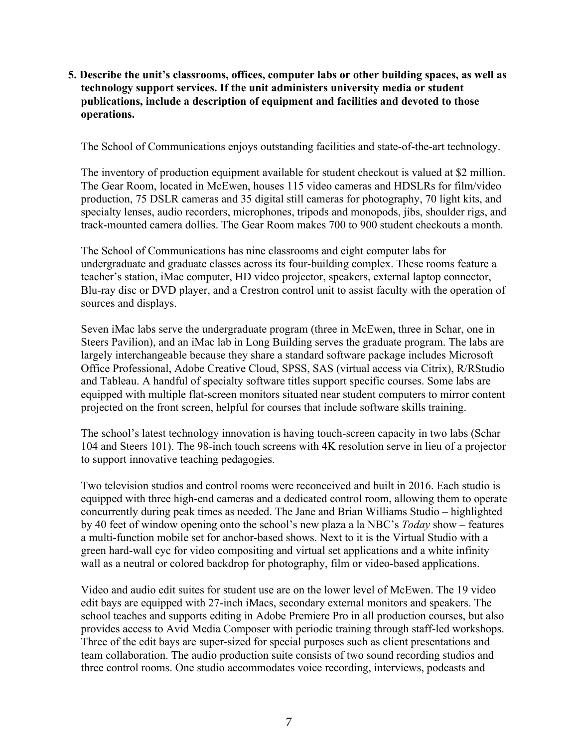**5. Describe the unit's classrooms, offices, computer labs or other building spaces, as well as technology support services. If the unit administers university media or student publications, include a description of equipment and facilities and devoted to those operations.**

The School of Communications enjoys outstanding facilities and state-of-the-art technology.

The inventory of production equipment available for student checkout is valued at $2 million. The Gear Room, located in McEwen, houses 115 video cameras and HDSLRs for film/video production, 75 DSLR cameras and 35 digital still cameras for photography, 70 light kits, and specialty lenses, audio recorders, microphones, tripods and monopods, jibs, shoulder rigs, and track-mounted camera dollies. The Gear Room makes 700 to 900 student checkouts a month.

The School of Communications has nine classrooms and eight computer labs for undergraduate and graduate classes across its four-building complex. These rooms feature a teacher's station, iMac computer, HD video projector, speakers, external laptop connector, Blu-ray disc or DVD player, and a Crestron control unit to assist faculty with the operation of sources and displays.

Seven iMac labs serve the undergraduate program (three in McEwen, three in Schar, one in Steers Pavilion), and an iMac lab in Long Building serves the graduate program. The labs are largely interchangeable because they share a standard software package includes Microsoft Office Professional, Adobe Creative Cloud, SPSS, SAS (virtual access via Citrix), R/RStudio and Tableau. A handful of specialty software titles support specific courses. Some labs are equipped with multiple flat-screen monitors situated near student computers to mirror content projected on the front screen, helpful for courses that include software skills training.

The school's latest technology innovation is having touch-screen capacity in two labs (Schar 104 and Steers 101). The 98-inch touch screens with 4K resolution serve in lieu of a projector to support innovative teaching pedagogies.

Two television studios and control rooms were reconceived and built in 2016. Each studio is equipped with three high-end cameras and a dedicated control room, allowing them to operate concurrently during peak times as needed. The Jane and Brian Williams Studio – highlighted by 40 feet of window opening onto the school's new plaza a la NBC's *Today* show – features a multi-function mobile set for anchor-based shows. Next to it is the Virtual Studio with a green hard-wall cyc for video compositing and virtual set applications and a white infinity wall as a neutral or colored backdrop for photography, film or video-based applications.

Video and audio edit suites for student use are on the lower level of McEwen. The 19 video edit bays are equipped with 27-inch iMacs, secondary external monitors and speakers. The school teaches and supports editing in Adobe Premiere Pro in all production courses, but also provides access to Avid Media Composer with periodic training through staff-led workshops. Three of the edit bays are super-sized for special purposes such as client presentations and team collaboration. The audio production suite consists of two sound recording studios and three control rooms. One studio accommodates voice recording, interviews, podcasts and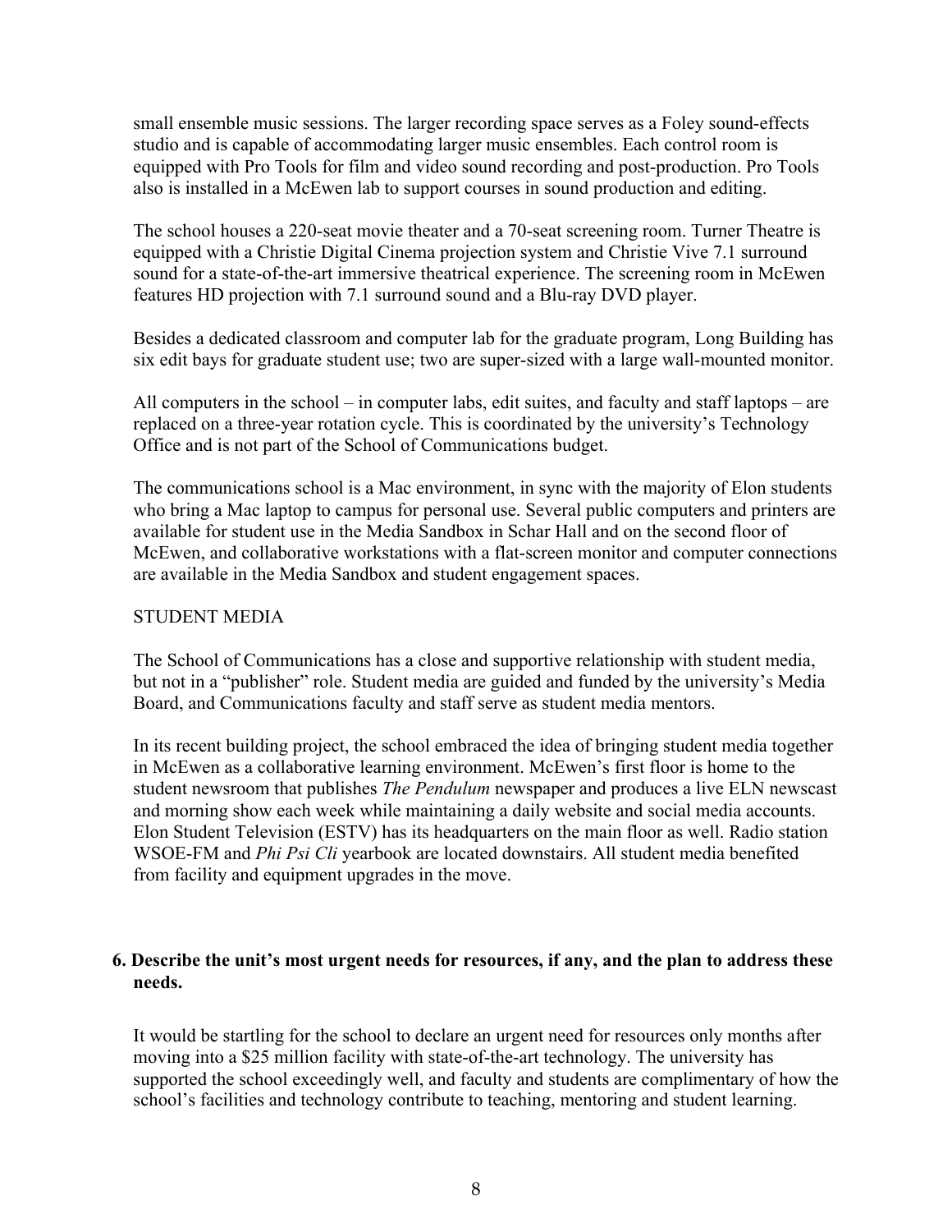small ensemble music sessions. The larger recording space serves as a Foley sound-effects studio and is capable of accommodating larger music ensembles. Each control room is equipped with Pro Tools for film and video sound recording and post-production. Pro Tools also is installed in a McEwen lab to support courses in sound production and editing.

The school houses a 220-seat movie theater and a 70-seat screening room. Turner Theatre is equipped with a Christie Digital Cinema projection system and Christie Vive 7.1 surround sound for a state-of-the-art immersive theatrical experience. The screening room in McEwen features HD projection with 7.1 surround sound and a Blu-ray DVD player.

Besides a dedicated classroom and computer lab for the graduate program, Long Building has six edit bays for graduate student use; two are super-sized with a large wall-mounted monitor.

All computers in the school – in computer labs, edit suites, and faculty and staff laptops – are replaced on a three-year rotation cycle. This is coordinated by the university's Technology Office and is not part of the School of Communications budget.

The communications school is a Mac environment, in sync with the majority of Elon students who bring a Mac laptop to campus for personal use. Several public computers and printers are available for student use in the Media Sandbox in Schar Hall and on the second floor of McEwen, and collaborative workstations with a flat-screen monitor and computer connections are available in the Media Sandbox and student engagement spaces.

STUDENT MEDIA

The School of Communications has a close and supportive relationship with student media, but not in a "publisher" role. Student media are guided and funded by the university's Media Board, and Communications faculty and staff serve as student media mentors.

In its recent building project, the school embraced the idea of bringing student media together in McEwen as a collaborative learning environment. McEwen's first floor is home to the student newsroom that publishes *The Pendulum* newspaper and produces a live ELN newscast and morning show each week while maintaining a daily website and social media accounts. Elon Student Television (ESTV) has its headquarters on the main floor as well. Radio station WSOE-FM and *Phi Psi Cli* yearbook are located downstairs. All student media benefited from facility and equipment upgrades in the move.

**6. Describe the unit's most urgent needs for resources, if any, and the plan to address these needs.**

It would be startling for the school to declare an urgent need for resources only months after moving into a $25 million facility with state-of-the-art technology. The university has supported the school exceedingly well, and faculty and students are complimentary of how the school's facilities and technology contribute to teaching, mentoring and student learning.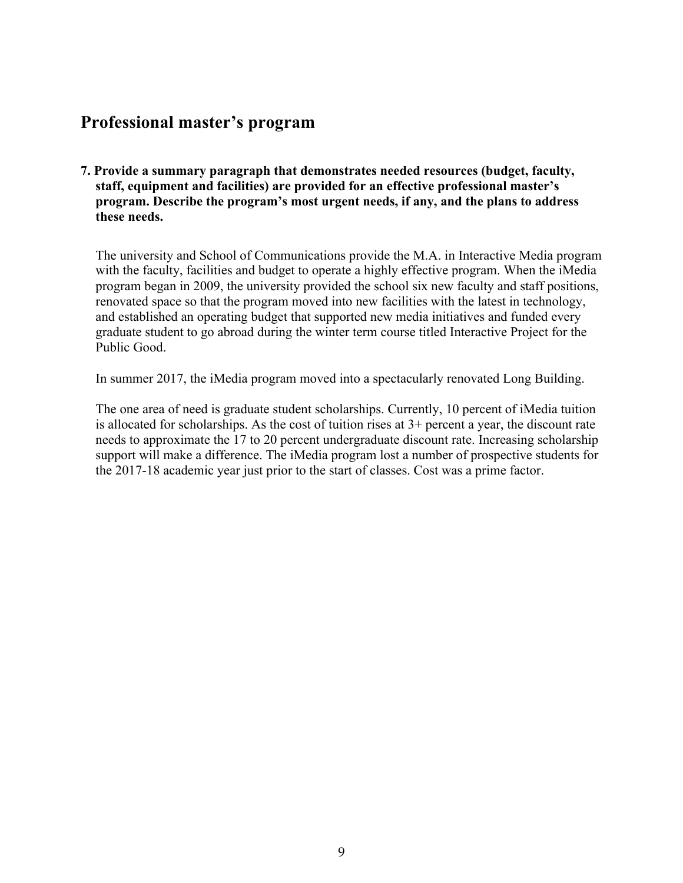## Professional master's program

**7. Provide a summary paragraph that demonstrates needed resources (budget, faculty, staff, equipment and facilities) are provided for an effective professional master's program. Describe the program's most urgent needs, if any, and the plans to address these needs.**

The university and School of Communications provide the M.A. in Interactive Media program with the faculty, facilities and budget to operate a highly effective program. When the iMedia program began in 2009, the university provided the school six new faculty and staff positions, renovated space so that the program moved into new facilities with the latest in technology, and established an operating budget that supported new media initiatives and funded every graduate student to go abroad during the winter term course titled Interactive Project for the Public Good.

In summer 2017, the iMedia program moved into a spectacularly renovated Long Building.

The one area of need is graduate student scholarships. Currently, 10 percent of iMedia tuition is allocated for scholarships. As the cost of tuition rises at 3+ percent a year, the discount rate needs to approximate the 17 to 20 percent undergraduate discount rate. Increasing scholarship support will make a difference. The iMedia program lost a number of prospective students for the 2017-18 academic year just prior to the start of classes. Cost was a prime factor.